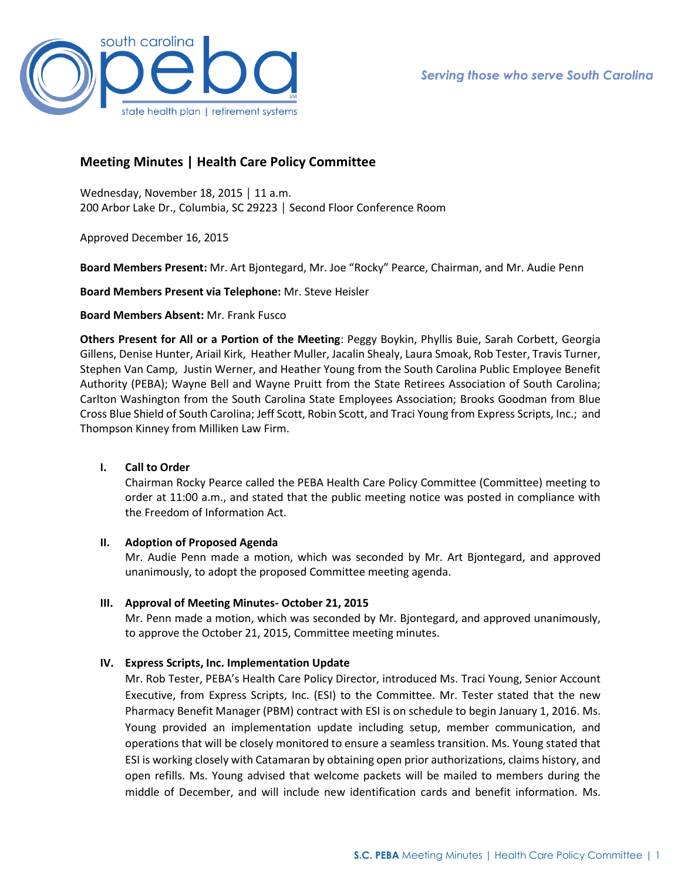## Meeting Minutes | Health Care Policy Committee

Wednesday, November 18, 2015 | 11 a.m.
200 Arbor Lake Dr., Columbia, SC 29223 | Second Floor Conference Room

Approved December 16, 2015

**Board Members Present:** Mr. Art Bjontegard, Mr. Joe "Rocky" Pearce, Chairman, and Mr. Audie Penn

**Board Members Present via Telephone:** Mr. Steve Heisler

**Board Members Absent:** Mr. Frank Fusco

**Others Present for All or a Portion of the Meeting**: Peggy Boykin, Phyllis Buie, Sarah Corbett, Georgia Gillens, Denise Hunter, Ariail Kirk, Heather Muller, Jacalin Shealy, Laura Smoak, Rob Tester, Travis Turner, Stephen Van Camp, Justin Werner, and Heather Young from the South Carolina Public Employee Benefit Authority (PEBA); Wayne Bell and Wayne Pruitt from the State Retirees Association of South Carolina; Carlton Washington from the South Carolina State Employees Association; Brooks Goodman from Blue Cross Blue Shield of South Carolina; Jeff Scott, Robin Scott, and Traci Young from Express Scripts, Inc.; and Thompson Kinney from Milliken Law Firm.

### I. Call to Order

Chairman Rocky Pearce called the PEBA Health Care Policy Committee (Committee) meeting to order at 11:00 a.m., and stated that the public meeting notice was posted in compliance with the Freedom of Information Act.

### II. Adoption of Proposed Agenda

Mr. Audie Penn made a motion, which was seconded by Mr. Art Bjontegard, and approved unanimously, to adopt the proposed Committee meeting agenda.

### III. Approval of Meeting Minutes- October 21, 2015

Mr. Penn made a motion, which was seconded by Mr. Bjontegard, and approved unanimously, to approve the October 21, 2015, Committee meeting minutes.

### IV. Express Scripts, Inc. Implementation Update

Mr. Rob Tester, PEBA's Health Care Policy Director, introduced Ms. Traci Young, Senior Account Executive, from Express Scripts, Inc. (ESI) to the Committee. Mr. Tester stated that the new Pharmacy Benefit Manager (PBM) contract with ESI is on schedule to begin January 1, 2016. Ms. Young provided an implementation update including setup, member communication, and operations that will be closely monitored to ensure a seamless transition. Ms. Young stated that ESI is working closely with Catamaran by obtaining open prior authorizations, claims history, and open refills. Ms. Young advised that welcome packets will be mailed to members during the middle of December, and will include new identification cards and benefit information. Ms.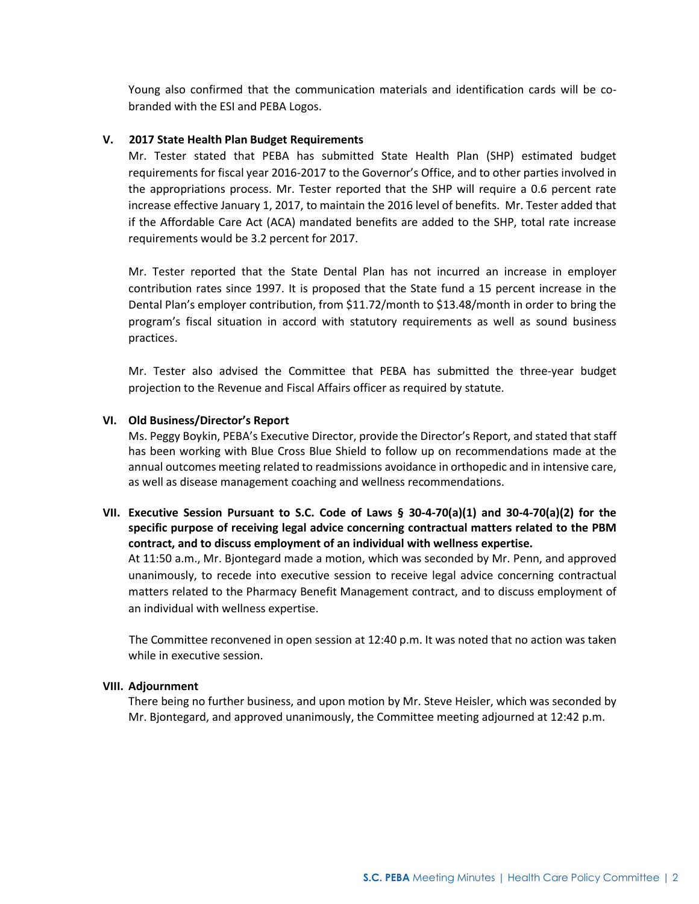Young also confirmed that the communication materials and identification cards will be co-branded with the ESI and PEBA Logos.

**V. 2017 State Health Plan Budget Requirements**

Mr. Tester stated that PEBA has submitted State Health Plan (SHP) estimated budget requirements for fiscal year 2016-2017 to the Governor's Office, and to other parties involved in the appropriations process. Mr. Tester reported that the SHP will require a 0.6 percent rate increase effective January 1, 2017, to maintain the 2016 level of benefits. Mr. Tester added that if the Affordable Care Act (ACA) mandated benefits are added to the SHP, total rate increase requirements would be 3.2 percent for 2017.

Mr. Tester reported that the State Dental Plan has not incurred an increase in employer contribution rates since 1997. It is proposed that the State fund a 15 percent increase in the Dental Plan's employer contribution, from $11.72/month to $13.48/month in order to bring the program's fiscal situation in accord with statutory requirements as well as sound business practices.

Mr. Tester also advised the Committee that PEBA has submitted the three-year budget projection to the Revenue and Fiscal Affairs officer as required by statute.

**VI. Old Business/Director's Report**

Ms. Peggy Boykin, PEBA's Executive Director, provide the Director's Report, and stated that staff has been working with Blue Cross Blue Shield to follow up on recommendations made at the annual outcomes meeting related to readmissions avoidance in orthopedic and in intensive care, as well as disease management coaching and wellness recommendations.

**VII. Executive Session Pursuant to S.C. Code of Laws § 30-4-70(a)(1) and 30-4-70(a)(2) for the specific purpose of receiving legal advice concerning contractual matters related to the PBM contract, and to discuss employment of an individual with wellness expertise.**

At 11:50 a.m., Mr. Bjontegard made a motion, which was seconded by Mr. Penn, and approved unanimously, to recede into executive session to receive legal advice concerning contractual matters related to the Pharmacy Benefit Management contract, and to discuss employment of an individual with wellness expertise.

The Committee reconvened in open session at 12:40 p.m. It was noted that no action was taken while in executive session.

**VIII. Adjournment**

There being no further business, and upon motion by Mr. Steve Heisler, which was seconded by Mr. Bjontegard, and approved unanimously, the Committee meeting adjourned at 12:42 p.m.